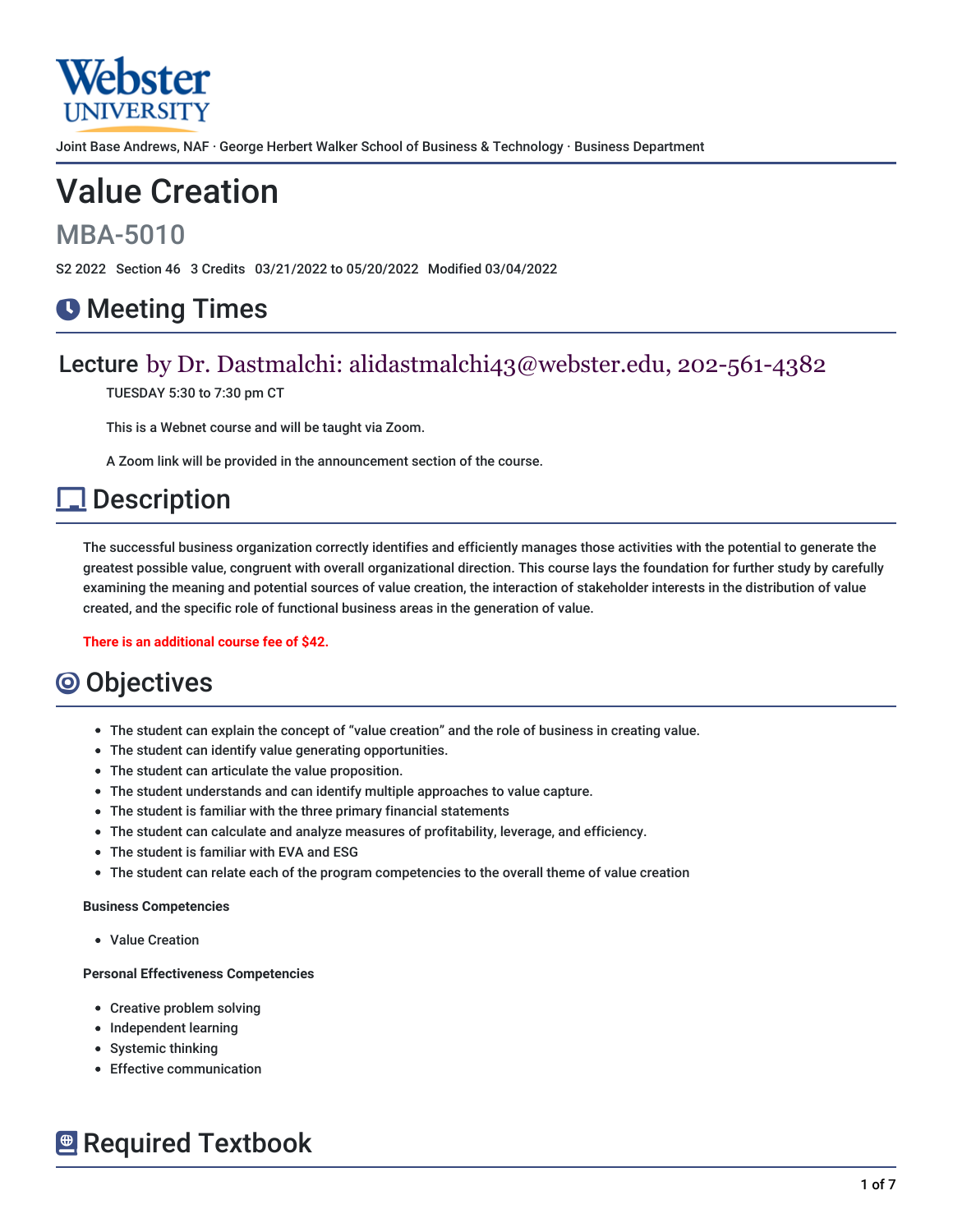Webster UNIVERSITY

Joint Base Andrews, NAF · George Herbert Walker School of Business & Technology · Business Department

# Value Creation

## MBA-5010

S2 2022 Section 46 3 Credits 03/21/2022 to 05/20/2022 Modified 03/04/2022

## Meeting Times

### Lecture by Dr. Dastmalchi: alidastmalchi43@webster.edu, 202-561-4382

TUESDAY 5:30 to 7:30 pm CT

This is a Webnet course and will be taught via Zoom.

A Zoom link will be provided in the announcement section of the course.

## Description

The successful business organization correctly identifies and efficiently manages those activities with the potential to generate the greatest possible value, congruent with overall organizational direction. This course lays the foundation for further study by carefully examining the meaning and potential sources of value creation, the interaction of stakeholder interests in the distribution of value created, and the specific role of functional business areas in the generation of value.

**There is an additional course fee of $42.**

## Objectives

- The student can explain the concept of "value creation" and the role of business in creating value.
- The student can identify value generating opportunities.
- The student can articulate the value proposition.
- The student understands and can identify multiple approaches to value capture.
- The student is familiar with the three primary financial statements
- The student can calculate and analyze measures of profitability, leverage, and efficiency.
- The student is familiar with EVA and ESG
- The student can relate each of the program competencies to the overall theme of value creation

**Business Competencies**

- Value Creation

**Personal Effectiveness Competencies**

- Creative problem solving
- Independent learning
- Systemic thinking
- Effective communication

## Required Textbook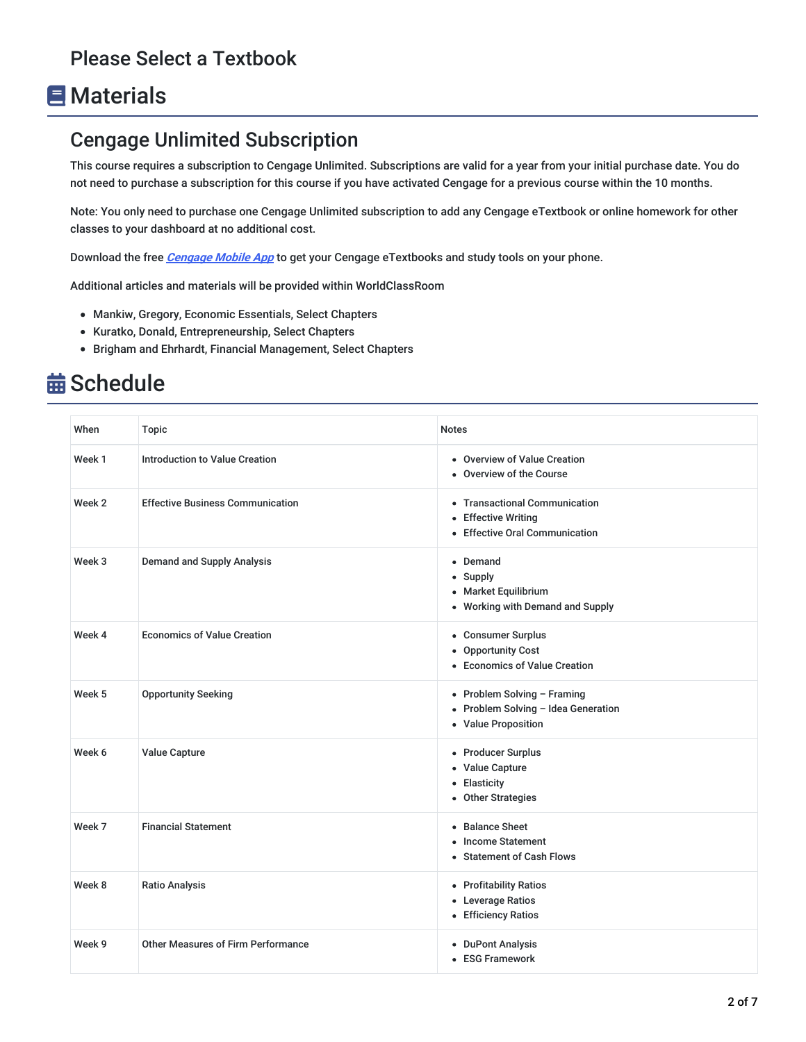Please Select a Textbook

# Materials

## Cengage Unlimited Subscription

This course requires a subscription to Cengage Unlimited. Subscriptions are valid for a year from your initial purchase date. You do not need to purchase a subscription for this course if you have activated Cengage for a previous course within the 10 months.

Note: You only need to purchase one Cengage Unlimited subscription to add any Cengage eTextbook or online homework for other classes to your dashboard at no additional cost.

Download the free *Cengage Mobile App* to get your Cengage eTextbooks and study tools on your phone.

Additional articles and materials will be provided within WorldClassRoom

- Mankiw, Gregory, Economic Essentials, Select Chapters
- Kuratko, Donald, Entrepreneurship, Select Chapters
- Brigham and Ehrhardt, Financial Management, Select Chapters

# Schedule

| When | Topic | Notes |
|---|---|---|
| Week 1 | Introduction to Value Creation | • Overview of Value Creation<br>• Overview of the Course |
| Week 2 | Effective Business Communication | • Transactional Communication<br>• Effective Writing<br>• Effective Oral Communication |
| Week 3 | Demand and Supply Analysis | • Demand<br>• Supply<br>• Market Equilibrium<br>• Working with Demand and Supply |
| Week 4 | Economics of Value Creation | • Consumer Surplus<br>• Opportunity Cost<br>• Economics of Value Creation |
| Week 5 | Opportunity Seeking | • Problem Solving – Framing<br>• Problem Solving – Idea Generation<br>• Value Proposition |
| Week 6 | Value Capture | • Producer Surplus<br>• Value Capture<br>• Elasticity<br>• Other Strategies |
| Week 7 | Financial Statement | • Balance Sheet<br>• Income Statement<br>• Statement of Cash Flows |
| Week 8 | Ratio Analysis | • Profitability Ratios<br>• Leverage Ratios<br>• Efficiency Ratios |
| Week 9 | Other Measures of Firm Performance | • DuPont Analysis<br>• ESG Framework |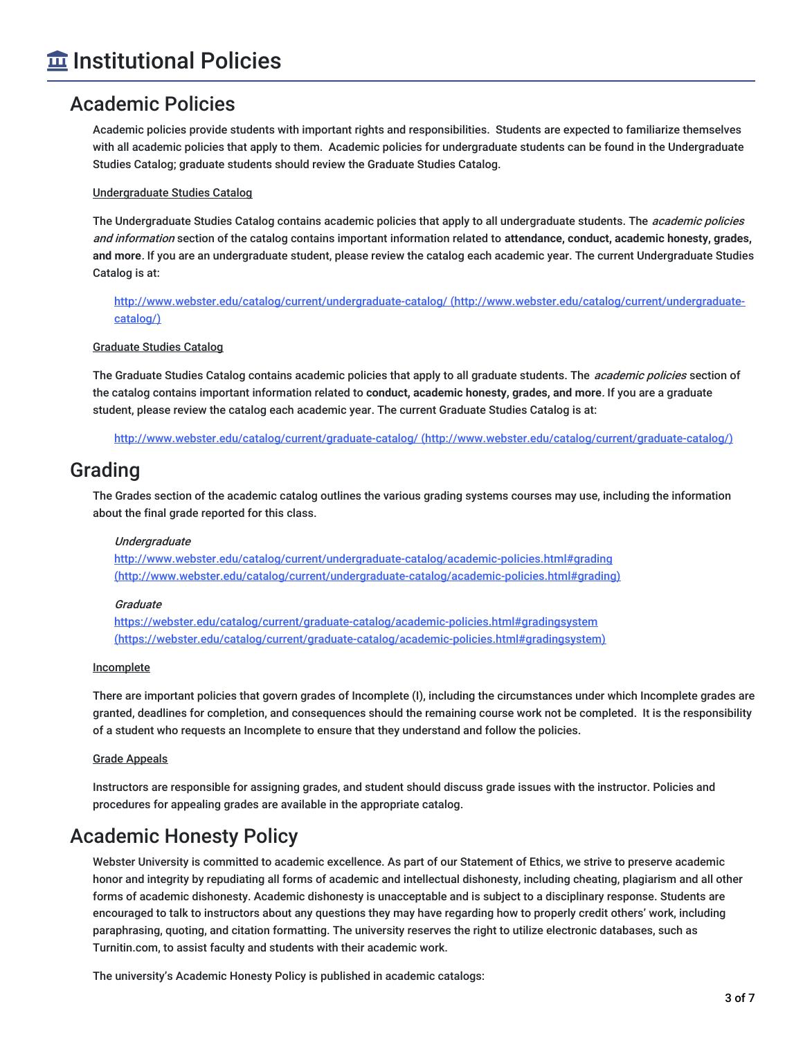# 🏛 Institutional Policies

## Academic Policies

Academic policies provide students with important rights and responsibilities. Students are expected to familiarize themselves with all academic policies that apply to them. Academic policies for undergraduate students can be found in the Undergraduate Studies Catalog; graduate students should review the Graduate Studies Catalog.

Undergraduate Studies Catalog

The Undergraduate Studies Catalog contains academic policies that apply to all undergraduate students. The *academic policies and information* section of the catalog contains important information related to **attendance, conduct, academic honesty, grades, and more**. If you are an undergraduate student, please review the catalog each academic year. The current Undergraduate Studies Catalog is at:

> http://www.webster.edu/catalog/current/undergraduate-catalog/ (http://www.webster.edu/catalog/current/undergraduate-catalog/)

Graduate Studies Catalog

The Graduate Studies Catalog contains academic policies that apply to all graduate students. The *academic policies* section of the catalog contains important information related to **conduct, academic honesty, grades, and more**. If you are a graduate student, please review the catalog each academic year. The current Graduate Studies Catalog is at:

> http://www.webster.edu/catalog/current/graduate-catalog/ (http://www.webster.edu/catalog/current/graduate-catalog/)

## Grading

The Grades section of the academic catalog outlines the various grading systems courses may use, including the information about the final grade reported for this class.

> *Undergraduate*
> http://www.webster.edu/catalog/current/undergraduate-catalog/academic-policies.html#grading (http://www.webster.edu/catalog/current/undergraduate-catalog/academic-policies.html#grading)

> *Graduate*
> https://webster.edu/catalog/current/graduate-catalog/academic-policies.html#gradingsystem (https://webster.edu/catalog/current/graduate-catalog/academic-policies.html#gradingsystem)

Incomplete

There are important policies that govern grades of Incomplete (I), including the circumstances under which Incomplete grades are granted, deadlines for completion, and consequences should the remaining course work not be completed. It is the responsibility of a student who requests an Incomplete to ensure that they understand and follow the policies.

Grade Appeals

Instructors are responsible for assigning grades, and student should discuss grade issues with the instructor. Policies and procedures for appealing grades are available in the appropriate catalog.

## Academic Honesty Policy

Webster University is committed to academic excellence. As part of our Statement of Ethics, we strive to preserve academic honor and integrity by repudiating all forms of academic and intellectual dishonesty, including cheating, plagiarism and all other forms of academic dishonesty. Academic dishonesty is unacceptable and is subject to a disciplinary response. Students are encouraged to talk to instructors about any questions they may have regarding how to properly credit others' work, including paraphrasing, quoting, and citation formatting. The university reserves the right to utilize electronic databases, such as Turnitin.com, to assist faculty and students with their academic work.

The university's Academic Honesty Policy is published in academic catalogs: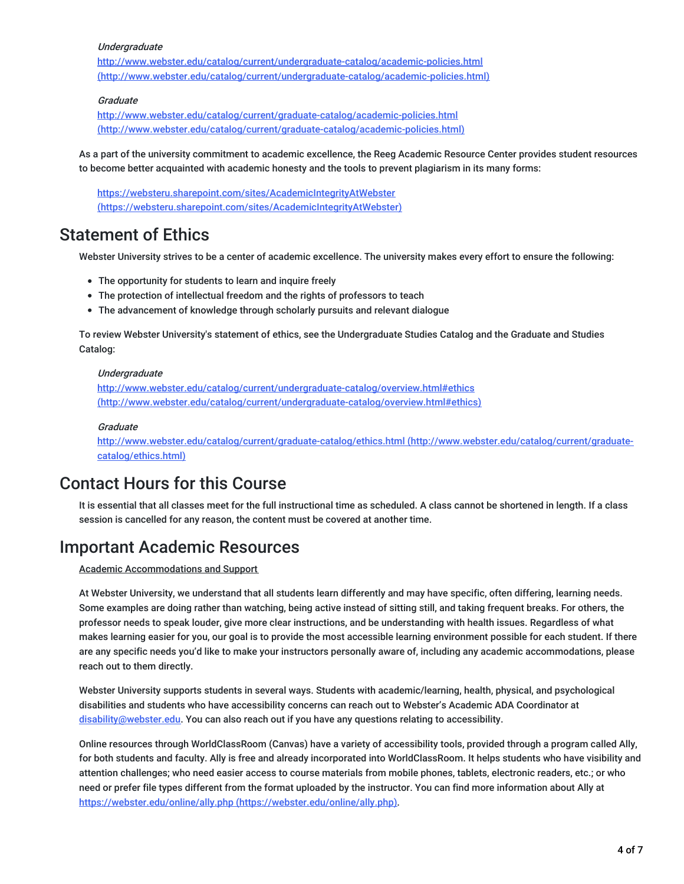*Undergraduate*
[http://www.webster.edu/catalog/current/undergraduate-catalog/academic-policies.html (http://www.webster.edu/catalog/current/undergraduate-catalog/academic-policies.html)](http://www.webster.edu/catalog/current/undergraduate-catalog/academic-policies.html)

*Graduate*
[http://www.webster.edu/catalog/current/graduate-catalog/academic-policies.html (http://www.webster.edu/catalog/current/graduate-catalog/academic-policies.html)](http://www.webster.edu/catalog/current/graduate-catalog/academic-policies.html)

As a part of the university commitment to academic excellence, the Reeg Academic Resource Center provides student resources to become better acquainted with academic honesty and the tools to prevent plagiarism in its many forms:

[https://websteru.sharepoint.com/sites/AcademicIntegrityAtWebster (https://websteru.sharepoint.com/sites/AcademicIntegrityAtWebster)](https://websteru.sharepoint.com/sites/AcademicIntegrityAtWebster)

# Statement of Ethics

Webster University strives to be a center of academic excellence. The university makes every effort to ensure the following:

- The opportunity for students to learn and inquire freely
- The protection of intellectual freedom and the rights of professors to teach
- The advancement of knowledge through scholarly pursuits and relevant dialogue

To review Webster University's statement of ethics, see the Undergraduate Studies Catalog and the Graduate and Studies Catalog:

*Undergraduate*
[http://www.webster.edu/catalog/current/undergraduate-catalog/overview.html#ethics (http://www.webster.edu/catalog/current/undergraduate-catalog/overview.html#ethics)](http://www.webster.edu/catalog/current/undergraduate-catalog/overview.html#ethics)

*Graduate*
[http://www.webster.edu/catalog/current/graduate-catalog/ethics.html (http://www.webster.edu/catalog/current/graduate-catalog/ethics.html)](http://www.webster.edu/catalog/current/graduate-catalog/ethics.html)

# Contact Hours for this Course

It is essential that all classes meet for the full instructional time as scheduled. A class cannot be shortened in length. If a class session is cancelled for any reason, the content must be covered at another time.

# Important Academic Resources

Academic Accommodations and Support

At Webster University, we understand that all students learn differently and may have specific, often differing, learning needs. Some examples are doing rather than watching, being active instead of sitting still, and taking frequent breaks. For others, the professor needs to speak louder, give more clear instructions, and be understanding with health issues. Regardless of what makes learning easier for you, our goal is to provide the most accessible learning environment possible for each student. If there are any specific needs you'd like to make your instructors personally aware of, including any academic accommodations, please reach out to them directly.

Webster University supports students in several ways. Students with academic/learning, health, physical, and psychological disabilities and students who have accessibility concerns can reach out to Webster's Academic ADA Coordinator at [disability@webster.edu](mailto:disability@webster.edu). You can also reach out if you have any questions relating to accessibility.

Online resources through WorldClassRoom (Canvas) have a variety of accessibility tools, provided through a program called Ally, for both students and faculty. Ally is free and already incorporated into WorldClassRoom. It helps students who have visibility and attention challenges; who need easier access to course materials from mobile phones, tablets, electronic readers, etc.; or who need or prefer file types different from the format uploaded by the instructor. You can find more information about Ally at [https://webster.edu/online/ally.php (https://webster.edu/online/ally.php)](https://webster.edu/online/ally.php).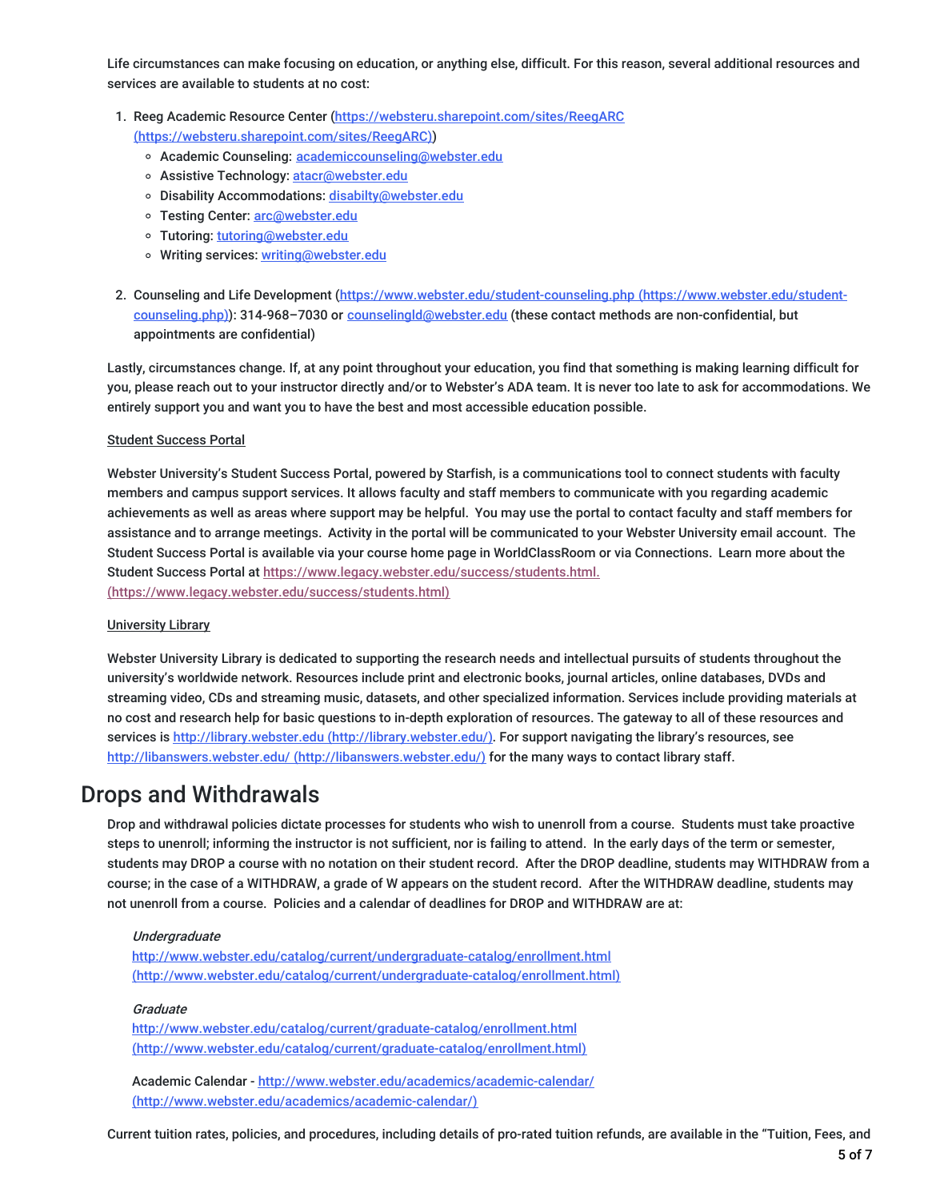Life circumstances can make focusing on education, or anything else, difficult. For this reason, several additional resources and services are available to students at no cost:

1. Reeg Academic Resource Center (https://websteru.sharepoint.com/sites/ReegARC (https://websteru.sharepoint.com/sites/ReegARC))
   - Academic Counseling: academiccounseling@webster.edu
   - Assistive Technology: atacr@webster.edu
   - Disability Accommodations: disabilty@webster.edu
   - Testing Center: arc@webster.edu
   - Tutoring: tutoring@webster.edu
   - Writing services: writing@webster.edu

2. Counseling and Life Development (https://www.webster.edu/student-counseling.php (https://www.webster.edu/student-counseling.php)): 314-968–7030 or counselingld@webster.edu (these contact methods are non-confidential, but appointments are confidential)

Lastly, circumstances change. If, at any point throughout your education, you find that something is making learning difficult for you, please reach out to your instructor directly and/or to Webster's ADA team. It is never too late to ask for accommodations. We entirely support you and want you to have the best and most accessible education possible.

Student Success Portal

Webster University's Student Success Portal, powered by Starfish, is a communications tool to connect students with faculty members and campus support services. It allows faculty and staff members to communicate with you regarding academic achievements as well as areas where support may be helpful. You may use the portal to contact faculty and staff members for assistance and to arrange meetings. Activity in the portal will be communicated to your Webster University email account. The Student Success Portal is available via your course home page in WorldClassRoom or via Connections. Learn more about the Student Success Portal at https://www.legacy.webster.edu/success/students.html. (https://www.legacy.webster.edu/success/students.html)

University Library

Webster University Library is dedicated to supporting the research needs and intellectual pursuits of students throughout the university's worldwide network. Resources include print and electronic books, journal articles, online databases, DVDs and streaming video, CDs and streaming music, datasets, and other specialized information. Services include providing materials at no cost and research help for basic questions to in-depth exploration of resources. The gateway to all of these resources and services is http://library.webster.edu (http://library.webster.edu/). For support navigating the library's resources, see http://libanswers.webster.edu/ (http://libanswers.webster.edu/) for the many ways to contact library staff.

# Drops and Withdrawals

Drop and withdrawal policies dictate processes for students who wish to unenroll from a course. Students must take proactive steps to unenroll; informing the instructor is not sufficient, nor is failing to attend. In the early days of the term or semester, students may DROP a course with no notation on their student record. After the DROP deadline, students may WITHDRAW from a course; in the case of a WITHDRAW, a grade of W appears on the student record. After the WITHDRAW deadline, students may not unenroll from a course. Policies and a calendar of deadlines for DROP and WITHDRAW are at:

*Undergraduate*
http://www.webster.edu/catalog/current/undergraduate-catalog/enrollment.html (http://www.webster.edu/catalog/current/undergraduate-catalog/enrollment.html)

*Graduate*
http://www.webster.edu/catalog/current/graduate-catalog/enrollment.html (http://www.webster.edu/catalog/current/graduate-catalog/enrollment.html)

Academic Calendar - http://www.webster.edu/academics/academic-calendar/ (http://www.webster.edu/academics/academic-calendar/)

Current tuition rates, policies, and procedures, including details of pro-rated tuition refunds, are available in the "Tuition, Fees, and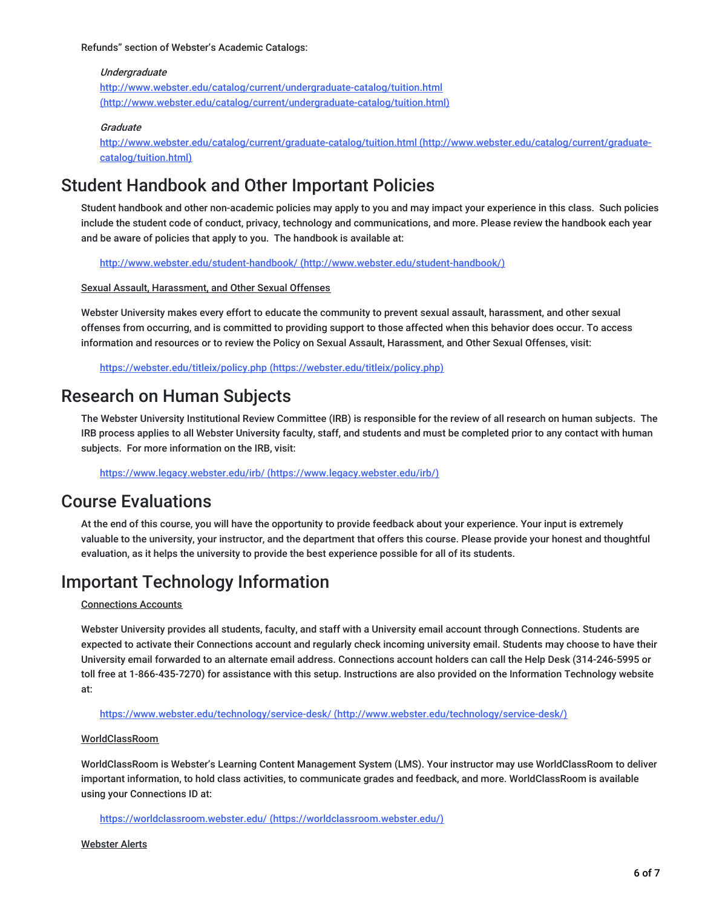Refunds" section of Webster's Academic Catalogs:

*Undergraduate*
http://www.webster.edu/catalog/current/undergraduate-catalog/tuition.html (http://www.webster.edu/catalog/current/undergraduate-catalog/tuition.html)

*Graduate*
http://www.webster.edu/catalog/current/graduate-catalog/tuition.html (http://www.webster.edu/catalog/current/graduate-catalog/tuition.html)

## Student Handbook and Other Important Policies

Student handbook and other non-academic policies may apply to you and may impact your experience in this class. Such policies include the student code of conduct, privacy, technology and communications, and more. Please review the handbook each year and be aware of policies that apply to you. The handbook is available at:

http://www.webster.edu/student-handbook/ (http://www.webster.edu/student-handbook/)

Sexual Assault, Harassment, and Other Sexual Offenses

Webster University makes every effort to educate the community to prevent sexual assault, harassment, and other sexual offenses from occurring, and is committed to providing support to those affected when this behavior does occur. To access information and resources or to review the Policy on Sexual Assault, Harassment, and Other Sexual Offenses, visit:

https://webster.edu/titleix/policy.php (https://webster.edu/titleix/policy.php)

## Research on Human Subjects

The Webster University Institutional Review Committee (IRB) is responsible for the review of all research on human subjects. The IRB process applies to all Webster University faculty, staff, and students and must be completed prior to any contact with human subjects. For more information on the IRB, visit:

https://www.legacy.webster.edu/irb/ (https://www.legacy.webster.edu/irb/)

## Course Evaluations

At the end of this course, you will have the opportunity to provide feedback about your experience. Your input is extremely valuable to the university, your instructor, and the department that offers this course. Please provide your honest and thoughtful evaluation, as it helps the university to provide the best experience possible for all of its students.

## Important Technology Information

Connections Accounts

Webster University provides all students, faculty, and staff with a University email account through Connections. Students are expected to activate their Connections account and regularly check incoming university email. Students may choose to have their University email forwarded to an alternate email address. Connections account holders can call the Help Desk (314-246-5995 or toll free at 1-866-435-7270) for assistance with this setup. Instructions are also provided on the Information Technology website at:

https://www.webster.edu/technology/service-desk/ (http://www.webster.edu/technology/service-desk/)

WorldClassRoom

WorldClassRoom is Webster's Learning Content Management System (LMS). Your instructor may use WorldClassRoom to deliver important information, to hold class activities, to communicate grades and feedback, and more. WorldClassRoom is available using your Connections ID at:

https://worldclassroom.webster.edu/ (https://worldclassroom.webster.edu/)

Webster Alerts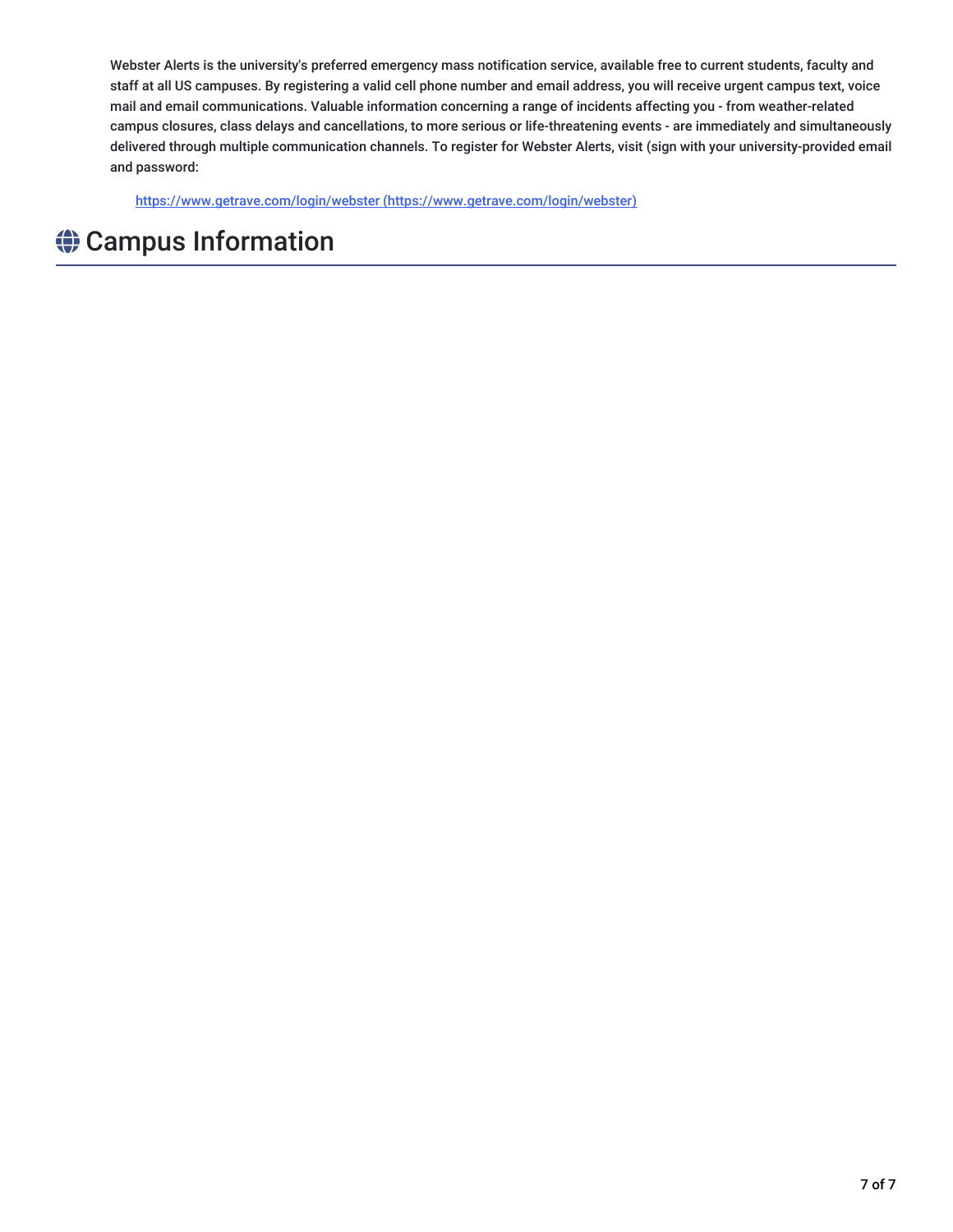Webster Alerts is the university's preferred emergency mass notification service, available free to current students, faculty and staff at all US campuses. By registering a valid cell phone number and email address, you will receive urgent campus text, voice mail and email communications. Valuable information concerning a range of incidents affecting you - from weather-related campus closures, class delays and cancellations, to more serious or life-threatening events - are immediately and simultaneously delivered through multiple communication channels. To register for Webster Alerts, visit (sign with your university-provided email and password:

> https://www.getrave.com/login/webster (https://www.getrave.com/login/webster)

# Campus Information